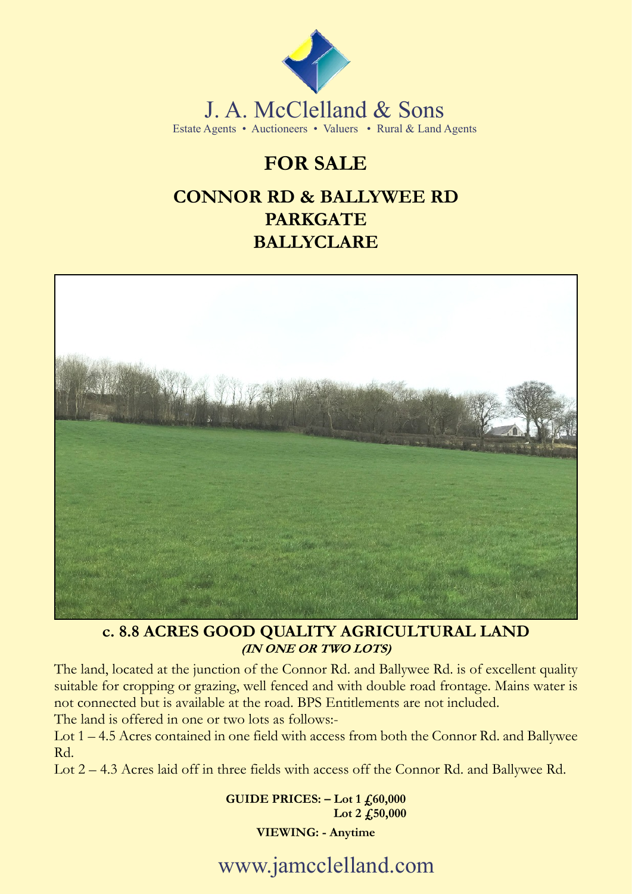J. A. McClelland & Sons

Estate Agents • Auctioneers • Valuers • Rural & Land Agents

# FOR SALE

## CONNOR RD & BALLYWEE RD
## PARKGATE
## BALLYCLARE

### c. 8.8 ACRES GOOD QUALITY AGRICULTURAL LAND
***(IN ONE OR TWO LOTS)***

The land, located at the junction of the Connor Rd. and Ballywee Rd. is of excellent quality suitable for cropping or grazing, well fenced and with double road frontage. Mains water is not connected but is available at the road. BPS Entitlements are not included.

The land is offered in one or two lots as follows:-

Lot 1 – 4.5 Acres contained in one field with access from both the Connor Rd. and Ballywee Rd.

Lot 2 – 4.3 Acres laid off in three fields with access off the Connor Rd. and Ballywee Rd.

**GUIDE PRICES: – Lot 1 £60,000**
**Lot 2 £50,000**

**VIEWING: - Anytime**

www.jamcclelland.com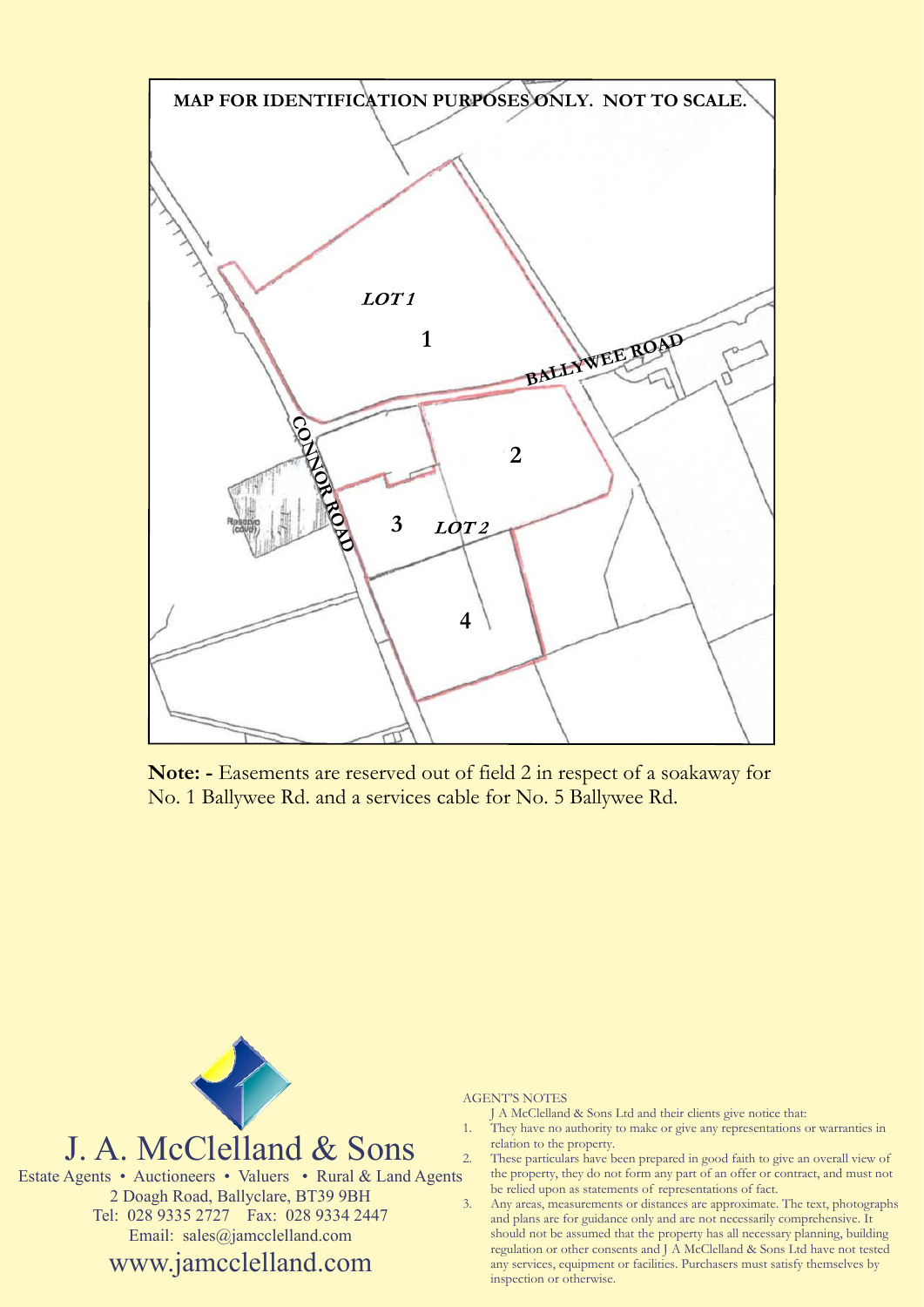MAP FOR IDENTIFICATION PURPOSES ONLY. NOT TO SCALE.

LOT 1

1

BALLYWEE ROAD

CONNOR ROAD

2

3

LOT 2

4

**Note: -** Easements are reserved out of field 2 in respect of a soakaway for No. 1 Ballywee Rd. and a services cable for No. 5 Ballywee Rd.

J. A. McClelland & Sons

Estate Agents • Auctioneers • Valuers • Rural & Land Agents
2 Doagh Road, Ballyclare, BT39 9BH
Tel: 028 9335 2727 Fax: 028 9334 2447
Email: sales@jamcclelland.com
www.jamcclelland.com

AGENT'S NOTES

J A McClelland & Sons Ltd and their clients give notice that:

1. They have no authority to make or give any representations or warranties in relation to the property.
2. These particulars have been prepared in good faith to give an overall view of the property, they do not form any part of an offer or contract, and must not be relied upon as statements of representations of fact.
3. Any areas, measurements or distances are approximate. The text, photographs and plans are for guidance only and are not necessarily comprehensive. It should not be assumed that the property has all necessary planning, building regulation or other consents and J A McClelland & Sons Ltd have not tested any services, equipment or facilities. Purchasers must satisfy themselves by inspection or otherwise.